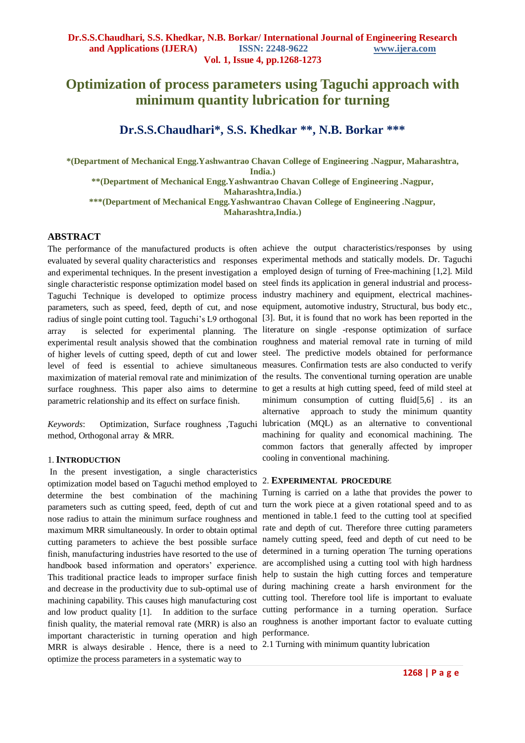# Optimization of process parameters using Taguchi approach with minimum quantity lubrication for turning

## Dr.S.S.Chaudhari*, S.S. Khedkar **, N.B. Borkar ***

*(Department of Mechanical Engg.Yashwantrao Chavan College of Engineering .Nagpur, Maharashtra, India.)

**(Department of Mechanical Engg.Yashwantrao Chavan College of Engineering .Nagpur, Maharashtra,India.)

***(Department of Mechanical Engg.Yashwantrao Chavan College of Engineering .Nagpur, Maharashtra,India.)

## ABSTRACT

The performance of the manufactured products is often evaluated by several quality characteristics and responses and experimental techniques. In the present investigation a single characteristic response optimization model based on Taguchi Technique is developed to optimize process parameters, such as speed, feed, depth of cut, and nose radius of single point cutting tool. Taguchi's L9 orthogonal array is selected for experimental planning. The experimental result analysis showed that the combination of higher levels of cutting speed, depth of cut and lower level of feed is essential to achieve simultaneous maximization of material removal rate and minimization of surface roughness. This paper also aims to determine parametric relationship and its effect on surface finish.

*Keywords*: Optimization, Surface roughness ,Taguchi method, Orthogonal array & MRR.

## 1. INTRODUCTION

In the present investigation, a single characteristics optimization model based on Taguchi method employed to determine the best combination of the machining parameters such as cutting speed, feed, depth of cut and nose radius to attain the minimum surface roughness and maximum MRR simultaneously. In order to obtain optimal cutting parameters to achieve the best possible surface finish, manufacturing industries have resorted to the use of handbook based information and operators' experience. This traditional practice leads to improper surface finish and decrease in the productivity due to sub-optimal use of machining capability. This causes high manufacturing cost and low product quality [1]. In addition to the surface finish quality, the material removal rate (MRR) is also an important characteristic in turning operation and high MRR is always desirable . Hence, there is a need to optimize the process parameters in a systematic way to achieve the output characteristics/responses by using experimental methods and statically models. Dr. Taguchi employed design of turning of Free-machining [1,2]. Mild steel finds its application in general industrial and process-industry machinery and equipment, electrical machines-equipment, automotive industry, Structural, bus body etc., [3]. But, it is found that no work has been reported in the literature on single -response optimization of surface roughness and material removal rate in turning of mild steel. The predictive models obtained for performance measures. Confirmation tests are also conducted to verify the results. The conventional turning operation are unable to get a results at high cutting speed, feed of mild steel at minimum consumption of cutting fluid[5,6] . its an alternative approach to study the minimum quantity lubrication (MQL) as an alternative to conventional machining for quality and economical machining. The common factors that generally affected by improper cooling in conventional machining.

## 2. EXPERIMENTAL PROCEDURE

Turning is carried on a lathe that provides the power to turn the work piece at a given rotational speed and to as mentioned in table.1 feed to the cutting tool at specified rate and depth of cut. Therefore three cutting parameters namely cutting speed, feed and depth of cut need to be determined in a turning operation The turning operations are accomplished using a cutting tool with high hardness help to sustain the high cutting forces and temperature during machining create a harsh environment for the cutting tool. Therefore tool life is important to evaluate cutting performance in a turning operation. Surface roughness is another important factor to evaluate cutting performance.

2.1 Turning with minimum quantity lubrication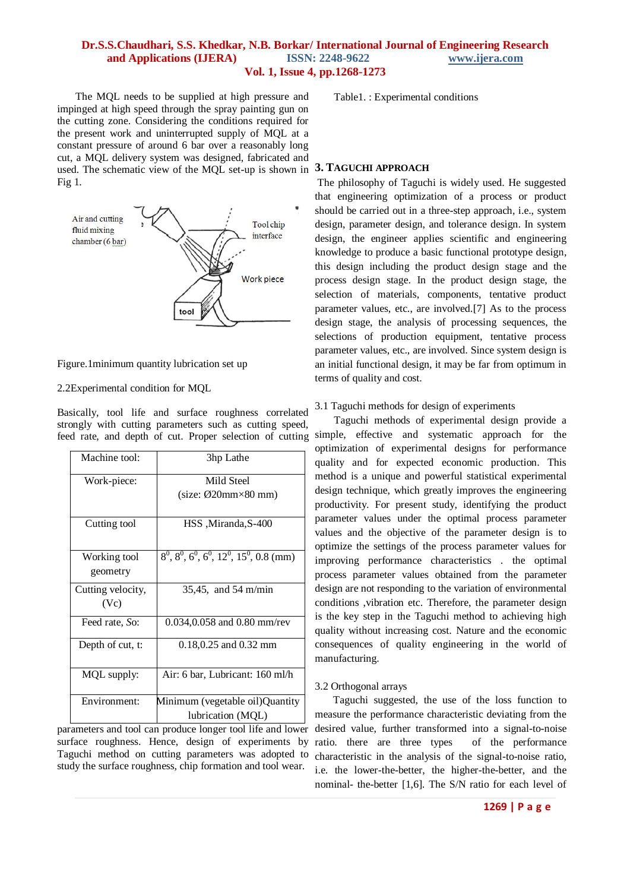The MQL needs to be supplied at high pressure and impinged at high speed through the spray painting gun on the cutting zone. Considering the conditions required for the present work and uninterrupted supply of MQL at a constant pressure of around 6 bar over a reasonably long cut, a MQL delivery system was designed, fabricated and used. The schematic view of the MQL set-up is shown in Fig 1.

Figure.1minimum quantity lubrication set up

2.2Experimental condition for MQL

Basically, tool life and surface roughness correlated strongly with cutting parameters such as cutting speed, feed rate, and depth of cut. Proper selection of cutting parameters and tool can produce longer tool life and lower surface roughness. Hence, design of experiments by Taguchi method on cutting parameters was adopted to study the surface roughness, chip formation and tool wear.

Table1. : Experimental conditions

| Machine tool: | 3hp Lathe |
|---|---|
| Work-piece: | Mild Steel (size: Ø20mm×80 mm) |
| Cutting tool | HSS ,Miranda,S-400 |
| Working tool geometry | $8^0$, $8^0$, $6^0$, $6^0$, $12^0$, $15^0$, 0.8 (mm) |
| Cutting velocity, (Vc) | 35,45, and 54 m/min |
| Feed rate, *So*: | 0.034,0.058 and 0.80 mm/rev |
| Depth of cut, t: | 0.18,0.25 and 0.32 mm |
| MQL supply: | Air: 6 bar, Lubricant: 160 ml/h |
| Environment: | Minimum (vegetable oil)Quantity lubrication (MQL) |

## 3. TAGUCHI APPROACH

The philosophy of Taguchi is widely used. He suggested that engineering optimization of a process or product should be carried out in a three-step approach, i.e., system design, parameter design, and tolerance design. In system design, the engineer applies scientific and engineering knowledge to produce a basic functional prototype design, this design including the product design stage and the process design stage. In the product design stage, the selection of materials, components, tentative product parameter values, etc., are involved.[7] As to the process design stage, the analysis of processing sequences, the selections of production equipment, tentative process parameter values, etc., are involved. Since system design is an initial functional design, it may be far from optimum in terms of quality and cost.

### 3.1 Taguchi methods for design of experiments

Taguchi methods of experimental design provide a simple, effective and systematic approach for the optimization of experimental designs for performance quality and for expected economic production. This method is a unique and powerful statistical experimental design technique, which greatly improves the engineering productivity. For present study, identifying the product parameter values under the optimal process parameter values and the objective of the parameter design is to optimize the settings of the process parameter values for improving performance characteristics . the optimal process parameter values obtained from the parameter design are not responding to the variation of environmental conditions ,vibration etc. Therefore, the parameter design is the key step in the Taguchi method to achieving high quality without increasing cost. Nature and the economic consequences of quality engineering in the world of manufacturing.

### 3.2 Orthogonal arrays

Taguchi suggested, the use of the loss function to measure the performance characteristic deviating from the desired value, further transformed into a signal-to-noise ratio. there are three types of the performance characteristic in the analysis of the signal-to-noise ratio, i.e. the lower-the-better, the higher-the-better, and the nominal- the-better [1,6]. The S/N ratio for each level of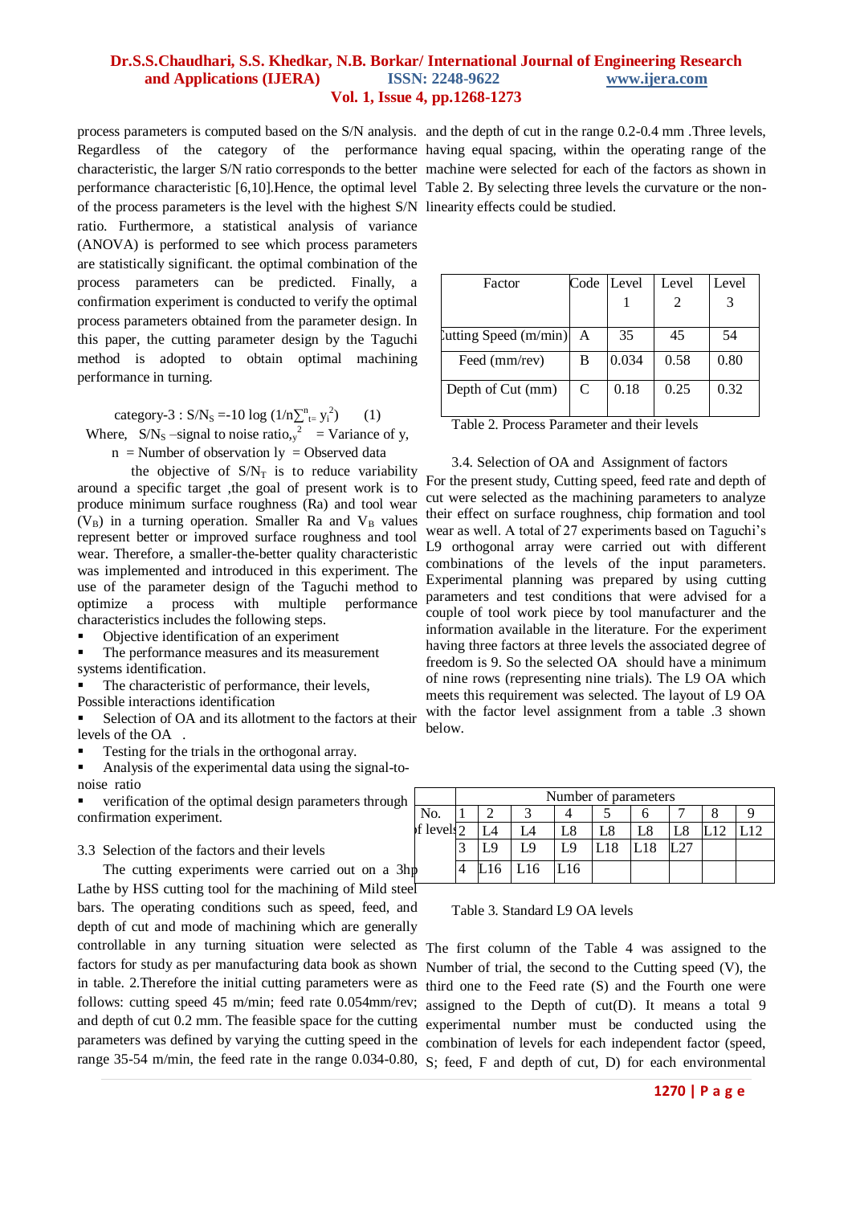process parameters is computed based on the S/N analysis. Regardless of the category of the performance characteristic, the larger S/N ratio corresponds to the better performance characteristic [6,10].Hence, the optimal level of the process parameters is the level with the highest S/N ratio. Furthermore, a statistical analysis of variance (ANOVA) is performed to see which process parameters are statistically significant. the optimal combination of the process parameters can be predicted. Finally, a confirmation experiment is conducted to verify the optimal process parameters obtained from the parameter design. In this paper, the cutting parameter design by the Taguchi method is adopted to obtain optimal machining performance in turning.

category-3 : $S/N_S = -10 \log (1/n \sum^{n}_{t=} y_i^2)$ (1)

Where, $S/N_S$ –signal to noise ratio,$_y^2$ = Variance of y,

n = Number of observation ly = Observed data

the objective of $S/N_T$ is to reduce variability around a specific target ,the goal of present work is to produce minimum surface roughness (Ra) and tool wear ($V_B$) in a turning operation. Smaller Ra and $V_B$ values represent better or improved surface roughness and tool wear. Therefore, a smaller-the-better quality characteristic was implemented and introduced in this experiment. The use of the parameter design of the Taguchi method to optimize a process with multiple performance characteristics includes the following steps.

- Objective identification of an experiment
- The performance measures and its measurement systems identification.
- The characteristic of performance, their levels, Possible interactions identification
- Selection of OA and its allotment to the factors at their levels of the OA .
- Testing for the trials in the orthogonal array.
- Analysis of the experimental data using the signal-to-noise ratio
- verification of the optimal design parameters through confirmation experiment.

### 3.3 Selection of the factors and their levels

The cutting experiments were carried out on a 3hp Lathe by HSS cutting tool for the machining of Mild steel bars. The operating conditions such as speed, feed, and depth of cut and mode of machining which are generally controllable in any turning situation were selected as factors for study as per manufacturing data book as shown in table. 2.Therefore the initial cutting parameters were as follows: cutting speed 45 m/min; feed rate 0.054mm/rev; and depth of cut 0.2 mm. The feasible space for the cutting parameters was defined by varying the cutting speed in the range 35-54 m/min, the feed rate in the range 0.034-0.80, and the depth of cut in the range 0.2-0.4 mm .Three levels, having equal spacing, within the operating range of the machine were selected for each of the factors as shown in Table 2. By selecting three levels the curvature or the non-linearity effects could be studied.

| Factor | Code | Level 1 | Level 2 | Level 3 |
|---|---|---|---|---|
| Cutting Speed (m/min) | A | 35 | 45 | 54 |
| Feed (mm/rev) | B | 0.034 | 0.58 | 0.80 |
| Depth of Cut (mm) | C | 0.18 | 0.25 | 0.32 |

Table 2. Process Parameter and their levels

### 3.4. Selection of OA and Assignment of factors

For the present study, Cutting speed, feed rate and depth of cut were selected as the machining parameters to analyze their effect on surface roughness, chip formation and tool wear as well. A total of 27 experiments based on Taguchi's L9 orthogonal array were carried out with different combinations of the levels of the input parameters. Experimental planning was prepared by using cutting parameters and test conditions that were advised for a couple of tool work piece by tool manufacturer and the information available in the literature. For the experiment having three factors at three levels the associated degree of freedom is 9. So the selected OA should have a minimum of nine rows (representing nine trials). The L9 OA which meets this requirement was selected. The layout of L9 OA with the factor level assignment from a table .3 shown below.

| No. of levels | Number of parameters | | | | | | | | |
|---|---|---|---|---|---|---|---|---|---|
| | 1 | 2 | 3 | 4 | 5 | 6 | 7 | 8 | 9 |
| | 2 | L4 | L4 | L8 | L8 | L8 | L8 | L12 | L12 |
| | 3 | L9 | L9 | L9 | L18 | L18 | L27 | | |
| | 4 | L16 | L16 | L16 | | | | | |

Table 3. Standard L9 OA levels

The first column of the Table 4 was assigned to the Number of trial, the second to the Cutting speed (V), the third one to the Feed rate (S) and the Fourth one were assigned to the Depth of cut(D). It means a total 9 experimental number must be conducted using the combination of levels for each independent factor (speed, S; feed, F and depth of cut, D) for each environmental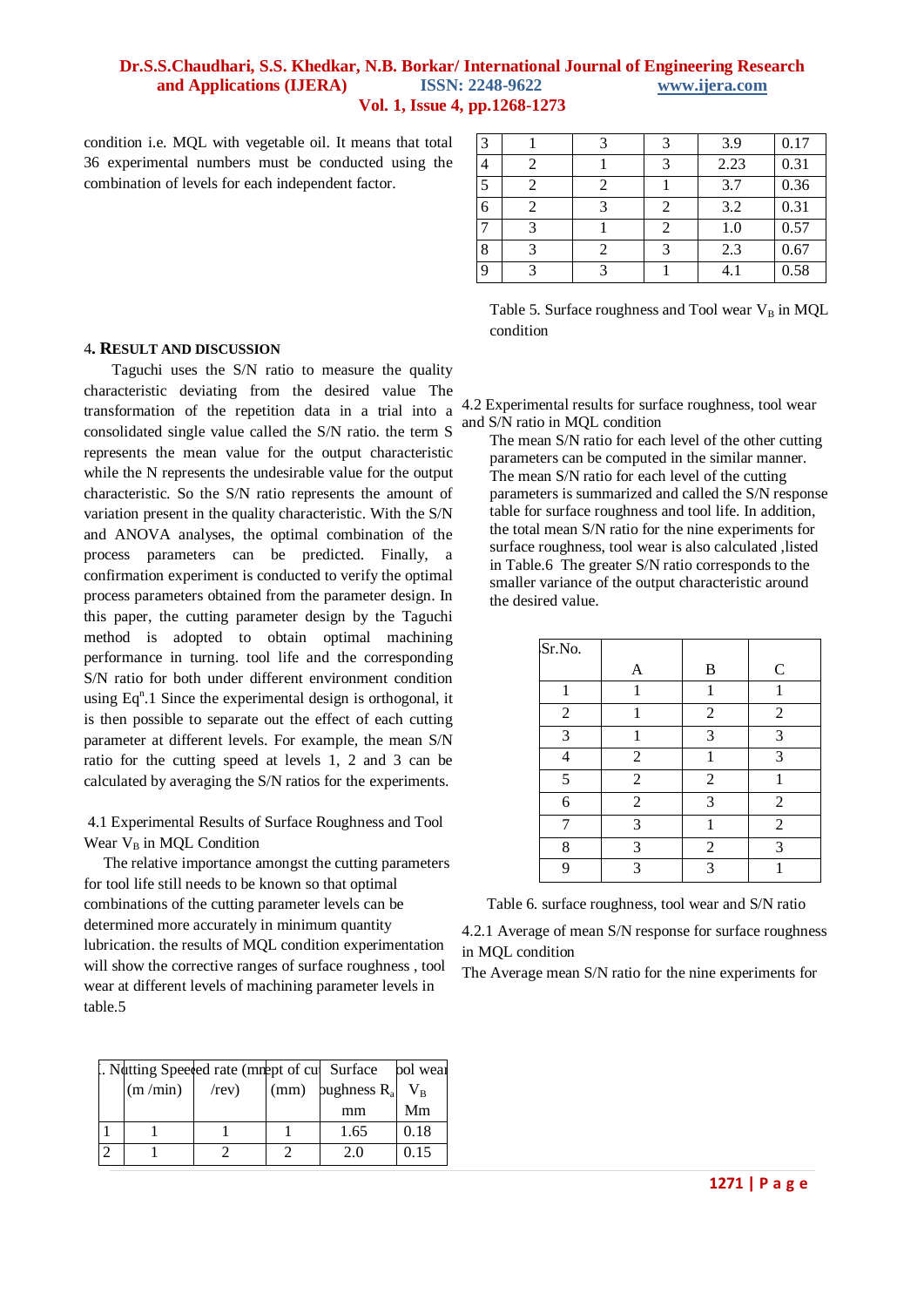condition i.e. MQL with vegetable oil. It means that total 36 experimental numbers must be conducted using the combination of levels for each independent factor.

## 4. RESULT AND DISCUSSION

Taguchi uses the S/N ratio to measure the quality characteristic deviating from the desired value The transformation of the repetition data in a trial into a consolidated single value called the S/N ratio. the term S represents the mean value for the output characteristic while the N represents the undesirable value for the output characteristic. So the S/N ratio represents the amount of variation present in the quality characteristic. With the S/N and ANOVA analyses, the optimal combination of the process parameters can be predicted. Finally, a confirmation experiment is conducted to verify the optimal process parameters obtained from the parameter design. In this paper, the cutting parameter design by the Taguchi method is adopted to obtain optimal machining performance in turning. tool life and the corresponding S/N ratio for both under different environment condition using $Eq^n$.1 Since the experimental design is orthogonal, it is then possible to separate out the effect of each cutting parameter at different levels. For example, the mean S/N ratio for the cutting speed at levels 1, 2 and 3 can be calculated by averaging the S/N ratios for the experiments.

4.1 Experimental Results of Surface Roughness and Tool Wear $V_B$ in MQL Condition

The relative importance amongst the cutting parameters for tool life still needs to be known so that optimal combinations of the cutting parameter levels can be determined more accurately in minimum quantity lubrication. the results of MQL condition experimentation will show the corrective ranges of surface roughness , tool wear at different levels of machining parameter levels in table.5

| Sr. No. | Cutting Speed (m /min) | Feed rate (mm /rev) | Dept of cut (mm) | Surface Roughness $R_a$ mm | Tool wear $V_B$ Mm |
|---|---|---|---|---|---|
| 1 | 1 | 1 | 1 | 1.65 | 0.18 |
| 2 | 1 | 2 | 2 | 2.0 | 0.15 |
| 3 | 1 | 3 | 3 | 3.9 | 0.17 |
| 4 | 2 | 1 | 3 | 2.23 | 0.31 |
| 5 | 2 | 2 | 1 | 3.7 | 0.36 |
| 6 | 2 | 3 | 2 | 3.2 | 0.31 |
| 7 | 3 | 1 | 2 | 1.0 | 0.57 |
| 8 | 3 | 2 | 3 | 2.3 | 0.67 |
| 9 | 3 | 3 | 1 | 4.1 | 0.58 |

Table 5. Surface roughness and Tool wear $V_B$ in MQL condition

4.2 Experimental results for surface roughness, tool wear and S/N ratio in MQL condition

The mean S/N ratio for each level of the other cutting parameters can be computed in the similar manner. The mean S/N ratio for each level of the cutting parameters is summarized and called the S/N response table for surface roughness and tool life. In addition, the total mean S/N ratio for the nine experiments for surface roughness, tool wear is also calculated ,listed in Table.6 The greater S/N ratio corresponds to the smaller variance of the output characteristic around the desired value.

| Sr.No. | A | B | C |
|---|---|---|---|
| 1 | 1 | 1 | 1 |
| 2 | 1 | 2 | 2 |
| 3 | 1 | 3 | 3 |
| 4 | 2 | 1 | 3 |
| 5 | 2 | 2 | 1 |
| 6 | 2 | 3 | 2 |
| 7 | 3 | 1 | 2 |
| 8 | 3 | 2 | 3 |
| 9 | 3 | 3 | 1 |

Table 6. surface roughness, tool wear and S/N ratio

4.2.1 Average of mean S/N response for surface roughness in MQL condition

The Average mean S/N ratio for the nine experiments for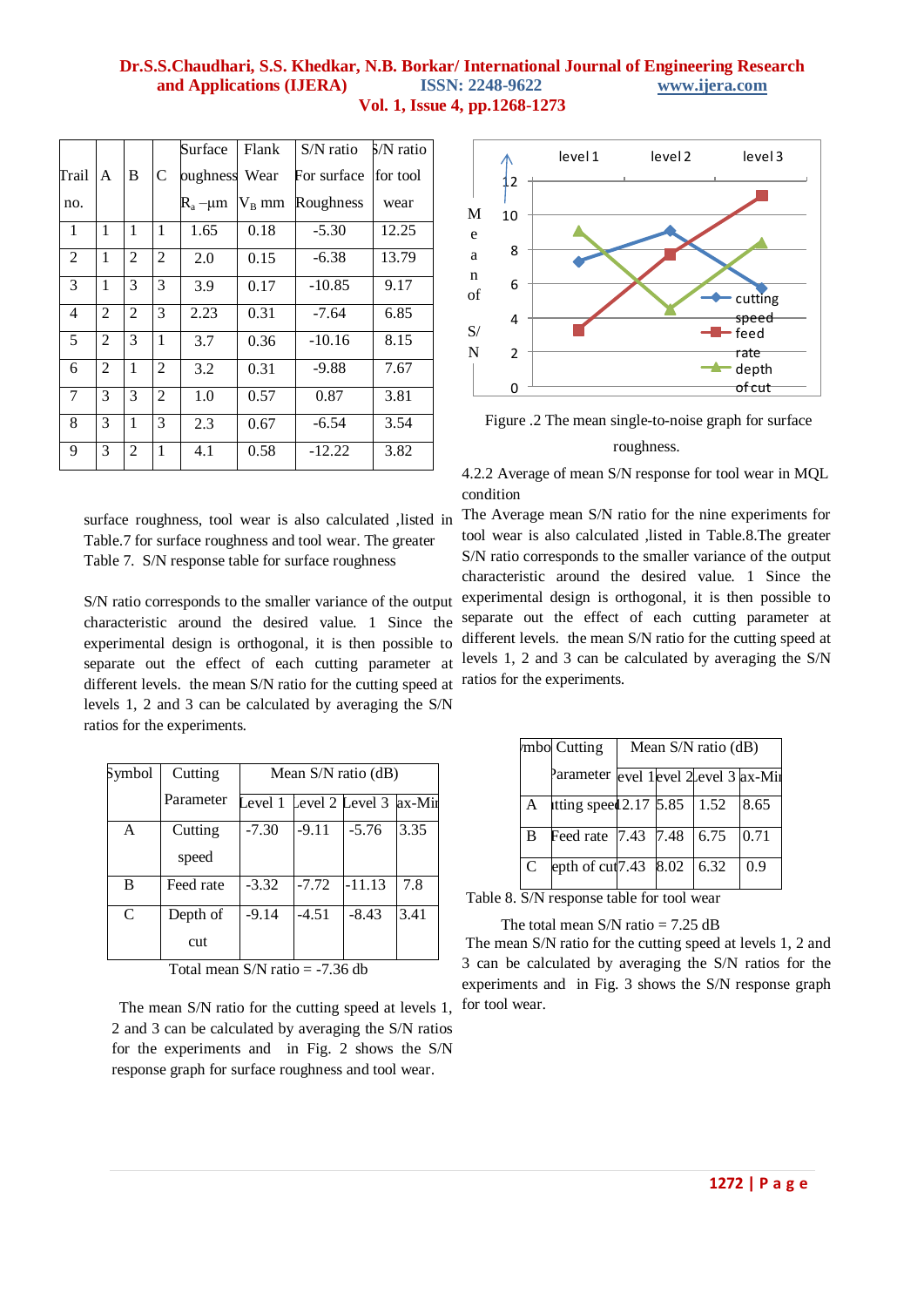| Trail no. | A | B | C | Surface Roughness $R_a$ –µm | Flank Wear $V_B$ mm | S/N ratio For surface Roughness | S/N ratio for tool wear |
|---|---|---|---|---|---|---|---|
| 1 | 1 | 1 | 1 | 1.65 | 0.18 | -5.30 | 12.25 |
| 2 | 1 | 2 | 2 | 2.0 | 0.15 | -6.38 | 13.79 |
| 3 | 1 | 3 | 3 | 3.9 | 0.17 | -10.85 | 9.17 |
| 4 | 2 | 2 | 3 | 2.23 | 0.31 | -7.64 | 6.85 |
| 5 | 2 | 3 | 1 | 3.7 | 0.36 | -10.16 | 8.15 |
| 6 | 2 | 1 | 2 | 3.2 | 0.31 | -9.88 | 7.67 |
| 7 | 3 | 3 | 2 | 1.0 | 0.57 | 0.87 | 3.81 |
| 8 | 3 | 1 | 3 | 2.3 | 0.67 | -6.54 | 3.54 |
| 9 | 3 | 2 | 1 | 4.1 | 0.58 | -12.22 | 3.82 |

surface roughness, tool wear is also calculated ,listed in Table.7 for surface roughness and tool wear. The greater S/N ratio corresponds to the smaller variance of the output characteristic around the desired value. 1 Since the experimental design is orthogonal, it is then possible to separate out the effect of each cutting parameter at different levels. the mean S/N ratio for the cutting speed at levels 1, 2 and 3 can be calculated by averaging the S/N ratios for the experiments.

Table 7. S/N response table for surface roughness

| Symbol | Cutting Parameter | Mean S/N ratio (dB) | | | |
|---|---|---|---|---|---|
| | | Level 1 | Level 2 | Level 3 | Max-Min |
| A | Cutting speed | -7.30 | -9.11 | -5.76 | 3.35 |
| B | Feed rate | -3.32 | -7.72 | -11.13 | 7.8 |
| C | Depth of cut | -9.14 | -4.51 | -8.43 | 3.41 |

Total mean S/N ratio = -7.36 db

The mean S/N ratio for the cutting speed at levels 1, 2 and 3 can be calculated by averaging the S/N ratios for the experiments and in Fig. 2 shows the S/N response graph for surface roughness and tool wear.

Figure .2 The mean single-to-noise graph for surface roughness.

4.2.2 Average of mean S/N response for tool wear in MQL condition

The Average mean S/N ratio for the nine experiments for tool wear is also calculated ,listed in Table.8.The greater S/N ratio corresponds to the smaller variance of the output characteristic around the desired value. 1 Since the experimental design is orthogonal, it is then possible to separate out the effect of each cutting parameter at different levels. the mean S/N ratio for the cutting speed at levels 1, 2 and 3 can be calculated by averaging the S/N ratios for the experiments.

| Symbol | Cutting Parameter | Mean S/N ratio (dB) | | | |
|---|---|---|---|---|---|
| | | Level 1 | Level 2 | Level 3 | Max-Min |
| A | Cutting speed | 2.17 | 5.85 | 1.52 | 8.65 |
| B | Feed rate | 7.43 | 7.48 | 6.75 | 0.71 |
| C | Depth of cut | 7.43 | 8.02 | 6.32 | 0.9 |

Table 8. S/N response table for tool wear

The total mean S/N ratio = 7.25 dB

The mean S/N ratio for the cutting speed at levels 1, 2 and 3 can be calculated by averaging the S/N ratios for the experiments and in Fig. 3 shows the S/N response graph for tool wear.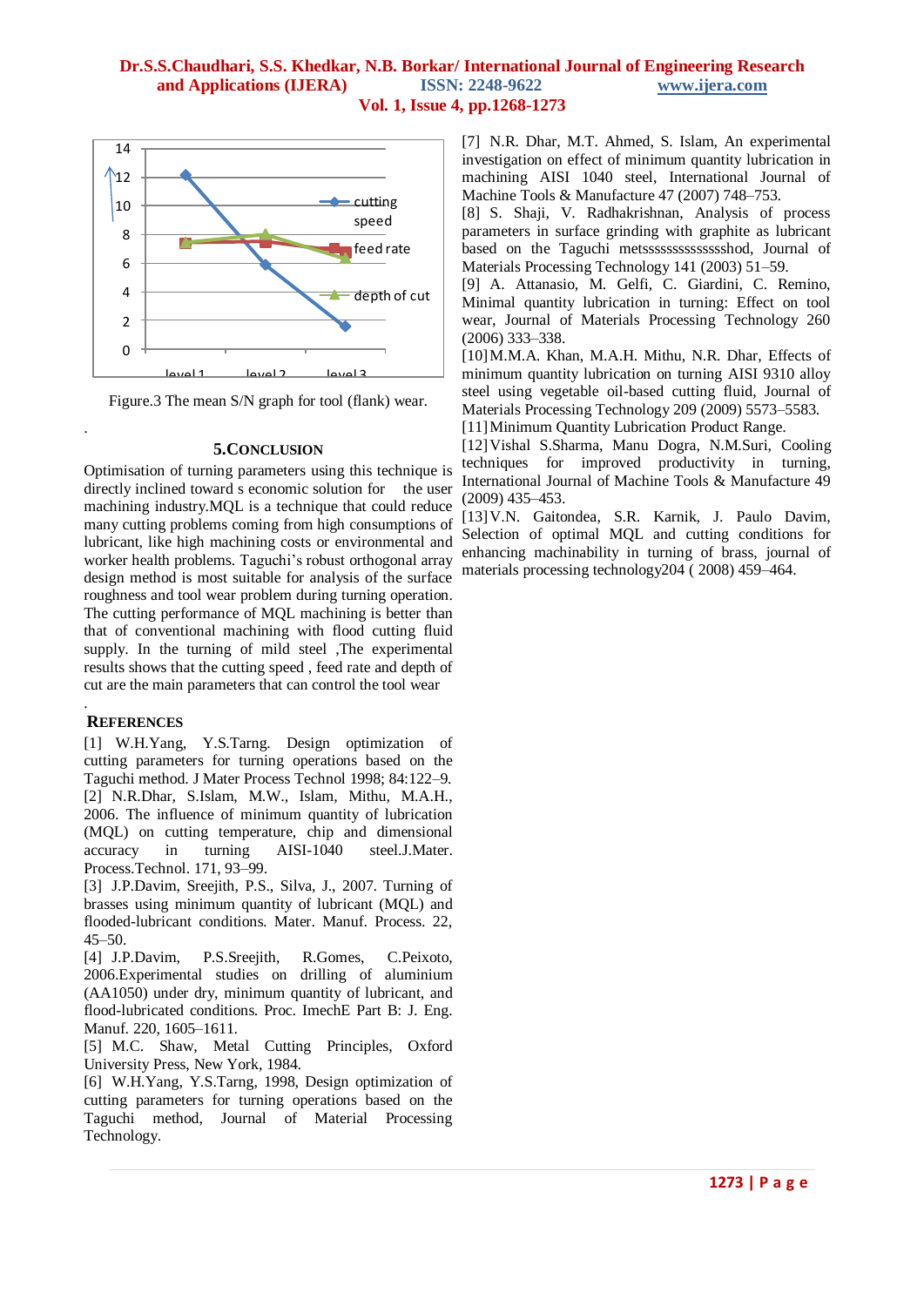14
12
10
8
6
4
2
0

level 1
level 2
level 3

cutting speed
feed rate
depth of cut

Figure.3 The mean S/N graph for tool (flank) wear.

## 5.CONCLUSION

Optimisation of turning parameters using this technique is directly inclined toward s economic solution for the user machining industry.MQL is a technique that could reduce many cutting problems coming from high consumptions of lubricant, like high machining costs or environmental and worker health problems. Taguchi's robust orthogonal array design method is most suitable for analysis of the surface roughness and tool wear problem during turning operation. The cutting performance of MQL machining is better than that of conventional machining with flood cutting fluid supply. In the turning of mild steel ,The experimental results shows that the cutting speed , feed rate and depth of cut are the main parameters that can control the tool wear

## REFERENCES

[1] W.H.Yang, Y.S.Tarng. Design optimization of cutting parameters for turning operations based on the Taguchi method. J Mater Process Technol 1998; 84:122–9.

[2] N.R.Dhar, S.Islam, M.W., Islam, Mithu, M.A.H., 2006. The influence of minimum quantity of lubrication (MQL) on cutting temperature, chip and dimensional accuracy in turning AISI-1040 steel.J.Mater. Process.Technol. 171, 93–99.

[3] J.P.Davim, Sreejith, P.S., Silva, J., 2007. Turning of brasses using minimum quantity of lubricant (MQL) and flooded-lubricant conditions. Mater. Manuf. Process. 22, 45–50.

[4] J.P.Davim, P.S.Sreejith, R.Gomes, C.Peixoto, 2006.Experimental studies on drilling of aluminium (AA1050) under dry, minimum quantity of lubricant, and flood-lubricated conditions. Proc. ImechE Part B: J. Eng. Manuf. 220, 1605–1611.

[5] M.C. Shaw, Metal Cutting Principles, Oxford University Press, New York, 1984.

[6] W.H.Yang, Y.S.Tarng, 1998, Design optimization of cutting parameters for turning operations based on the Taguchi method, Journal of Material Processing Technology.

[7] N.R. Dhar, M.T. Ahmed, S. Islam, An experimental investigation on effect of minimum quantity lubrication in machining AISI 1040 steel, International Journal of Machine Tools & Manufacture 47 (2007) 748–753.

[8] S. Shaji, V. Radhakrishnan, Analysis of process parameters in surface grinding with graphite as lubricant based on the Taguchi metsssssssssssssshod, Journal of Materials Processing Technology 141 (2003) 51–59.

[9] A. Attanasio, M. Gelfi, C. Giardini, C. Remino, Minimal quantity lubrication in turning: Effect on tool wear, Journal of Materials Processing Technology 260 (2006) 333–338.

[10] M.M.A. Khan, M.A.H. Mithu, N.R. Dhar, Effects of minimum quantity lubrication on turning AISI 9310 alloy steel using vegetable oil-based cutting fluid, Journal of Materials Processing Technology 209 (2009) 5573–5583.

[11] Minimum Quantity Lubrication Product Range.

[12] Vishal S.Sharma, Manu Dogra, N.M.Suri, Cooling techniques for improved productivity in turning, International Journal of Machine Tools & Manufacture 49 (2009) 435–453.

[13] V.N. Gaitondea, S.R. Karnik, J. Paulo Davim, Selection of optimal MQL and cutting conditions for enhancing machinability in turning of brass, journal of materials processing technology204 ( 2008) 459–464.